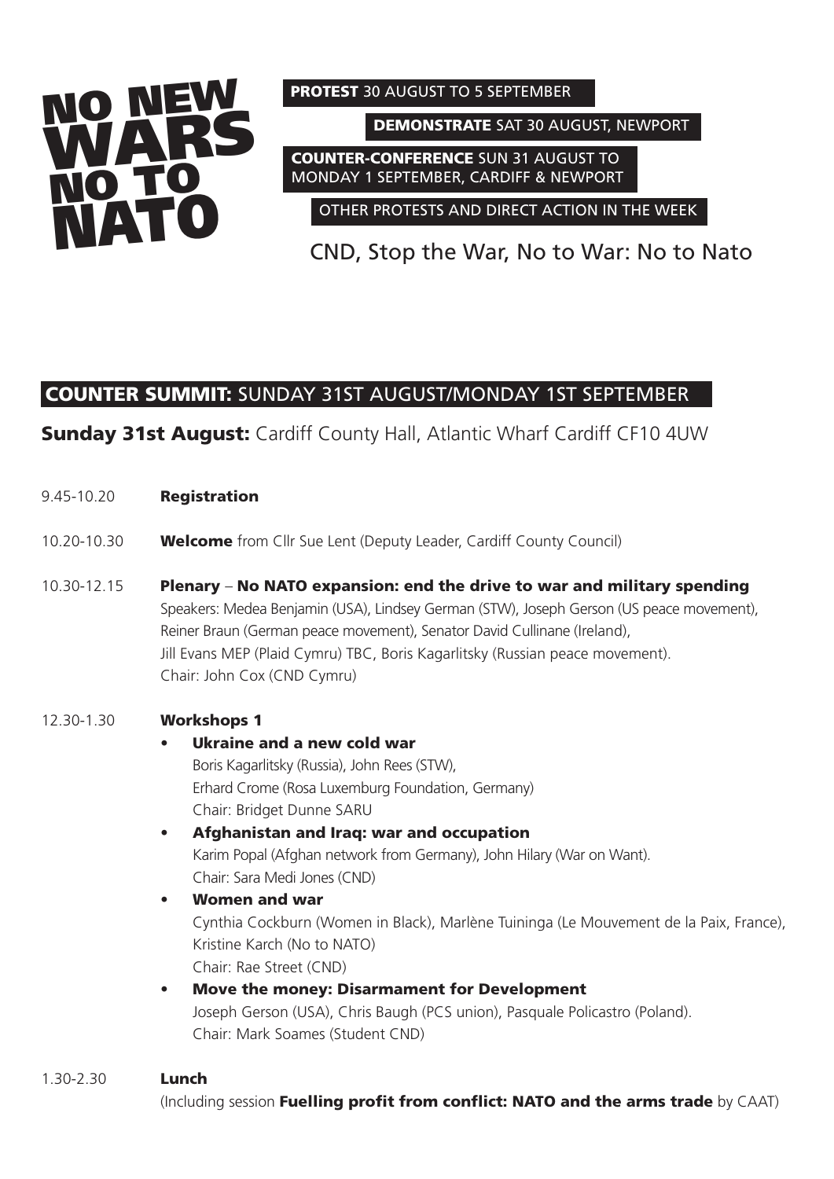# NO NEW WARS NO TO NATO

**PROTEST** 30 AUGUST TO 5 SEPTEMBER

**DEMONSTRATE** SAT 30 AUGUST, NEWPORT

**COUNTER-CONFERENCE** SUN 31 AUGUST TO MONDAY 1 SEPTEMBER, CARDIFF & NEWPORT

OTHER PROTESTS AND DIRECT ACTION IN THE WEEK

CND, Stop the War, No to War: No to Nato

## COUNTER SUMMIT: SUNDAY 31ST AUGUST/MONDAY 1ST SEPTEMBER

### Sunday 31st August: Cardiff County Hall, Atlantic Wharf Cardiff CF10 4UW

9.45-10.20 **Registration**

10.20-10.30 **Welcome** from Cllr Sue Lent (Deputy Leader, Cardiff County Council)

10.30-12.15 **Plenary – No NATO expansion: end the drive to war and military spending**
Speakers: Medea Benjamin (USA), Lindsey German (STW), Joseph Gerson (US peace movement), Reiner Braun (German peace movement), Senator David Cullinane (Ireland), Jill Evans MEP (Plaid Cymru) TBC, Boris Kagarlitsky (Russian peace movement).
Chair: John Cox (CND Cymru)

12.30-1.30 **Workshops 1**

- **Ukraine and a new cold war**
  Boris Kagarlitsky (Russia), John Rees (STW),
  Erhard Crome (Rosa Luxemburg Foundation, Germany)
  Chair: Bridget Dunne SARU
- **Afghanistan and Iraq: war and occupation**
  Karim Popal (Afghan network from Germany), John Hilary (War on Want).
  Chair: Sara Medi Jones (CND)
- **Women and war**
  Cynthia Cockburn (Women in Black), Marlène Tuininga (Le Mouvement de la Paix, France), Kristine Karch (No to NATO)
  Chair: Rae Street (CND)
- **Move the money: Disarmament for Development**
  Joseph Gerson (USA), Chris Baugh (PCS union), Pasquale Policastro (Poland).
  Chair: Mark Soames (Student CND)

1.30-2.30 **Lunch**
(Including session **Fuelling profit from conflict: NATO and the arms trade** by CAAT)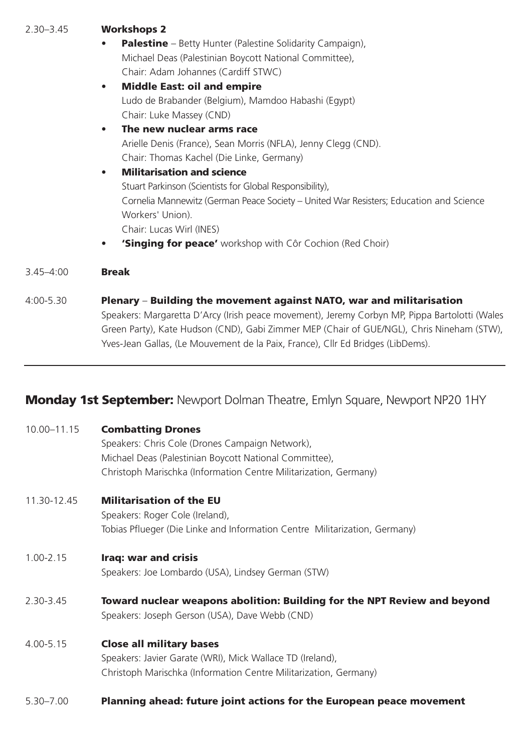2.30–3.45 **Workshops 2**

- **Palestine** – Betty Hunter (Palestine Solidarity Campaign), Michael Deas (Palestinian Boycott National Committee), Chair: Adam Johannes (Cardiff STWC)
- **Middle East: oil and empire**
  Ludo de Brabander (Belgium), Mamdoo Habashi (Egypt)
  Chair: Luke Massey (CND)
- **The new nuclear arms race**
  Arielle Denis (France), Sean Morris (NFLA), Jenny Clegg (CND).
  Chair: Thomas Kachel (Die Linke, Germany)
- **Militarisation and science**
  Stuart Parkinson (Scientists for Global Responsibility),
  Cornelia Mannewitz (German Peace Society – United War Resisters; Education and Science Workers' Union).
  Chair: Lucas Wirl (INES)
- **'Singing for peace'** workshop with Côr Cochion (Red Choir)

3.45–4:00 **Break**

4:00-5.30 **Plenary** – **Building the movement against NATO, war and militarisation**
Speakers: Margaretta D'Arcy (Irish peace movement), Jeremy Corbyn MP, Pippa Bartolotti (Wales Green Party), Kate Hudson (CND), Gabi Zimmer MEP (Chair of GUE/NGL), Chris Nineham (STW), Yves-Jean Gallas, (Le Mouvement de la Paix, France), Cllr Ed Bridges (LibDems).

---

## **Monday 1st September:** Newport Dolman Theatre, Emlyn Square, Newport NP20 1HY

10.00–11.15 **Combatting Drones**
Speakers: Chris Cole (Drones Campaign Network),
Michael Deas (Palestinian Boycott National Committee),
Christoph Marischka (Information Centre Militarization, Germany)

11.30-12.45 **Militarisation of the EU**
Speakers: Roger Cole (Ireland),
Tobias Pflueger (Die Linke and Information Centre Militarization, Germany)

1.00-2.15 **Iraq: war and crisis**
Speakers: Joe Lombardo (USA), Lindsey German (STW)

2.30-3.45 **Toward nuclear weapons abolition: Building for the NPT Review and beyond**
Speakers: Joseph Gerson (USA), Dave Webb (CND)

4.00-5.15 **Close all military bases**
Speakers: Javier Garate (WRI), Mick Wallace TD (Ireland),
Christoph Marischka (Information Centre Militarization, Germany)

5.30–7.00 **Planning ahead: future joint actions for the European peace movement**